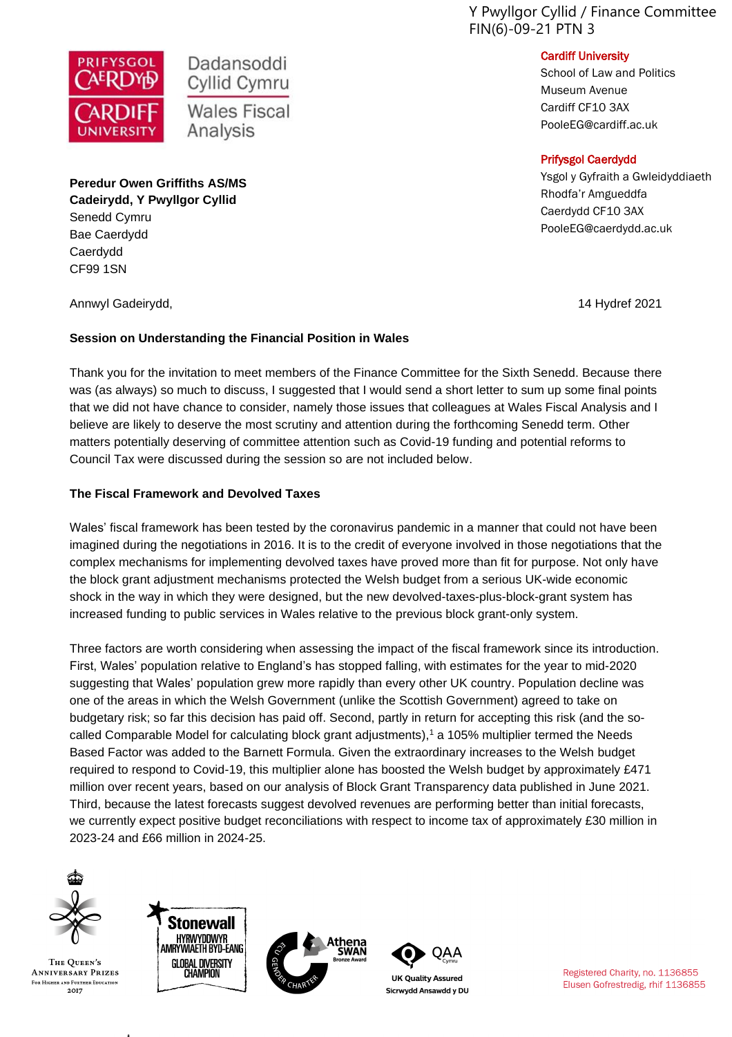Y Pwyllgor Cyllid / Finance Committee
FIN(6)-09-21 PTN 3

Dadansoddi Cyllid Cymru
Wales Fiscal Analysis

**Cardiff University**
School of Law and Politics
Museum Avenue
Cardiff CF10 3AX
PooleEG@cardiff.ac.uk

**Prifysgol Caerdydd**
Ysgol y Gyfraith a Gwleidyddiaeth
Rhodfa'r Amgueddfa
Caerdydd CF10 3AX
PooleEG@caerdydd.ac.uk

**Peredur Owen Griffiths AS/MS**
**Cadeirydd, Y Pwyllgor Cyllid**
Senedd Cymru
Bae Caerdydd
Caerdydd
CF99 1SN

Annwyl Gadeirydd,

14 Hydref 2021

**Session on Understanding the Financial Position in Wales**

Thank you for the invitation to meet members of the Finance Committee for the Sixth Senedd. Because there was (as always) so much to discuss, I suggested that I would send a short letter to sum up some final points that we did not have chance to consider, namely those issues that colleagues at Wales Fiscal Analysis and I believe are likely to deserve the most scrutiny and attention during the forthcoming Senedd term. Other matters potentially deserving of committee attention such as Covid-19 funding and potential reforms to Council Tax were discussed during the session so are not included below.

**The Fiscal Framework and Devolved Taxes**

Wales' fiscal framework has been tested by the coronavirus pandemic in a manner that could not have been imagined during the negotiations in 2016. It is to the credit of everyone involved in those negotiations that the complex mechanisms for implementing devolved taxes have proved more than fit for purpose. Not only have the block grant adjustment mechanisms protected the Welsh budget from a serious UK-wide economic shock in the way in which they were designed, but the new devolved-taxes-plus-block-grant system has increased funding to public services in Wales relative to the previous block grant-only system.

Three factors are worth considering when assessing the impact of the fiscal framework since its introduction. First, Wales' population relative to England's has stopped falling, with estimates for the year to mid-2020 suggesting that Wales' population grew more rapidly than every other UK country. Population decline was one of the areas in which the Welsh Government (unlike the Scottish Government) agreed to take on budgetary risk; so far this decision has paid off. Second, partly in return for accepting this risk (and the so-called Comparable Model for calculating block grant adjustments),[1] a 105% multiplier termed the Needs Based Factor was added to the Barnett Formula. Given the extraordinary increases to the Welsh budget required to respond to Covid-19, this multiplier alone has boosted the Welsh budget by approximately £471 million over recent years, based on our analysis of Block Grant Transparency data published in June 2021. Third, because the latest forecasts suggest devolved revenues are performing better than initial forecasts, we currently expect positive budget reconciliations with respect to income tax of approximately £30 million in 2023-24 and £66 million in 2024-25.

The Queen's Anniversary Prizes For Higher and Further Education 2017

Stonewall Hyrwyddwyr Amrywiaeth Byd-Eang Global Diversity Champion

ECU Gender Charter Athena SWAN Bronze Award

QAA Cymru UK Quality Assured Sicrwydd Ansawdd y DU

Registered Charity, no. 1136855
Elusen Gofrestredig, rhif 1136855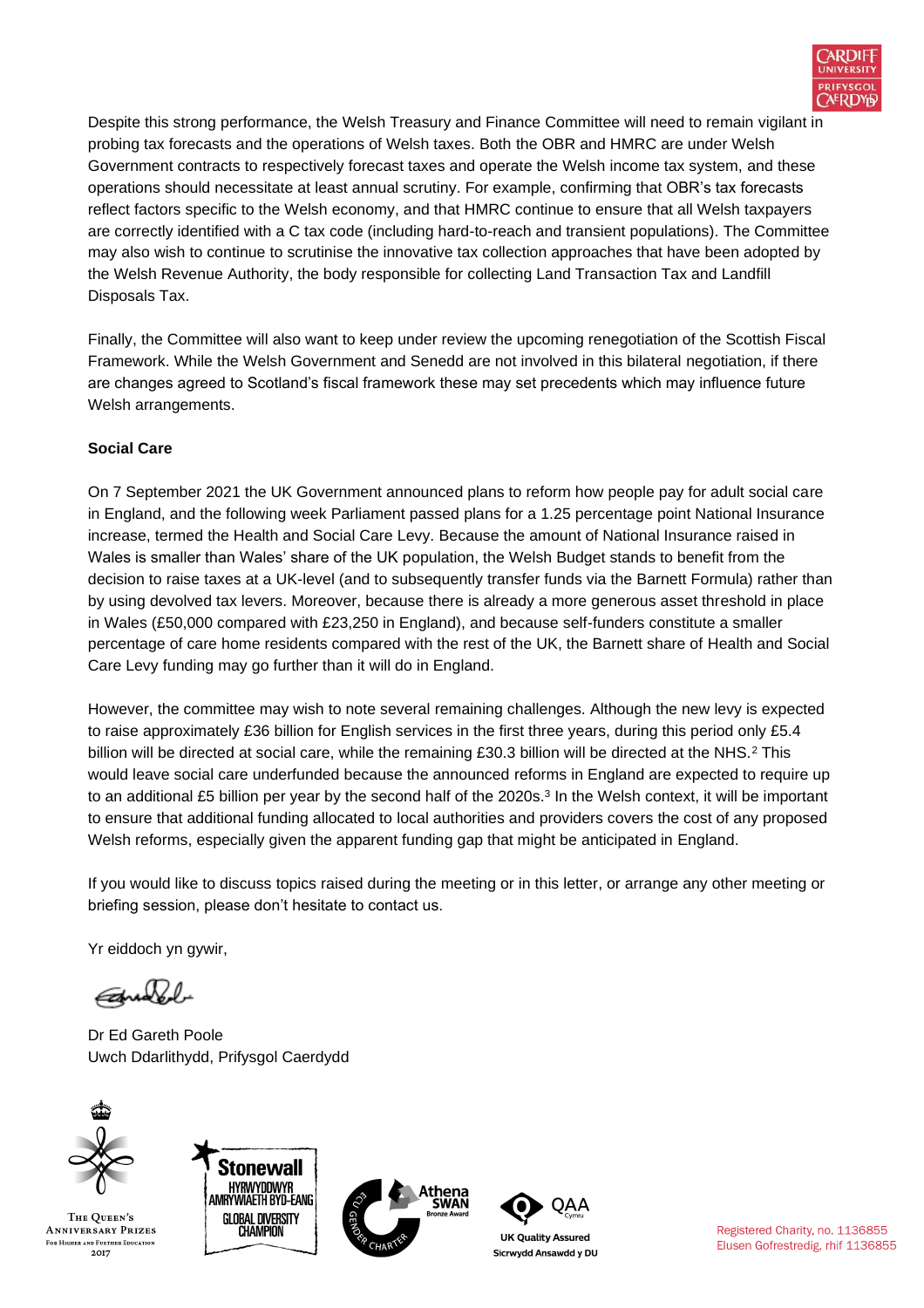Despite this strong performance, the Welsh Treasury and Finance Committee will need to remain vigilant in probing tax forecasts and the operations of Welsh taxes. Both the OBR and HMRC are under Welsh Government contracts to respectively forecast taxes and operate the Welsh income tax system, and these operations should necessitate at least annual scrutiny. For example, confirming that OBR's tax forecasts reflect factors specific to the Welsh economy, and that HMRC continue to ensure that all Welsh taxpayers are correctly identified with a C tax code (including hard-to-reach and transient populations). The Committee may also wish to continue to scrutinise the innovative tax collection approaches that have been adopted by the Welsh Revenue Authority, the body responsible for collecting Land Transaction Tax and Landfill Disposals Tax.

Finally, the Committee will also want to keep under review the upcoming renegotiation of the Scottish Fiscal Framework. While the Welsh Government and Senedd are not involved in this bilateral negotiation, if there are changes agreed to Scotland's fiscal framework these may set precedents which may influence future Welsh arrangements.

**Social Care**

On 7 September 2021 the UK Government announced plans to reform how people pay for adult social care in England, and the following week Parliament passed plans for a 1.25 percentage point National Insurance increase, termed the Health and Social Care Levy. Because the amount of National Insurance raised in Wales is smaller than Wales' share of the UK population, the Welsh Budget stands to benefit from the decision to raise taxes at a UK-level (and to subsequently transfer funds via the Barnett Formula) rather than by using devolved tax levers. Moreover, because there is already a more generous asset threshold in place in Wales (£50,000 compared with £23,250 in England), and because self-funders constitute a smaller percentage of care home residents compared with the rest of the UK, the Barnett share of Health and Social Care Levy funding may go further than it will do in England.

However, the committee may wish to note several remaining challenges. Although the new levy is expected to raise approximately £36 billion for English services in the first three years, during this period only £5.4 billion will be directed at social care, while the remaining £30.3 billion will be directed at the NHS.[2] This would leave social care underfunded because the announced reforms in England are expected to require up to an additional £5 billion per year by the second half of the 2020s.[3] In the Welsh context, it will be important to ensure that additional funding allocated to local authorities and providers covers the cost of any proposed Welsh reforms, especially given the apparent funding gap that might be anticipated in England.

If you would like to discuss topics raised during the meeting or in this letter, or arrange any other meeting or briefing session, please don't hesitate to contact us.

Yr eiddoch yn gywir,

Dr Ed Gareth Poole
Uwch Ddarlithydd, Prifysgol Caerdydd

Registered Charity, no. 1136855
Elusen Gofrestredig, rhif 1136855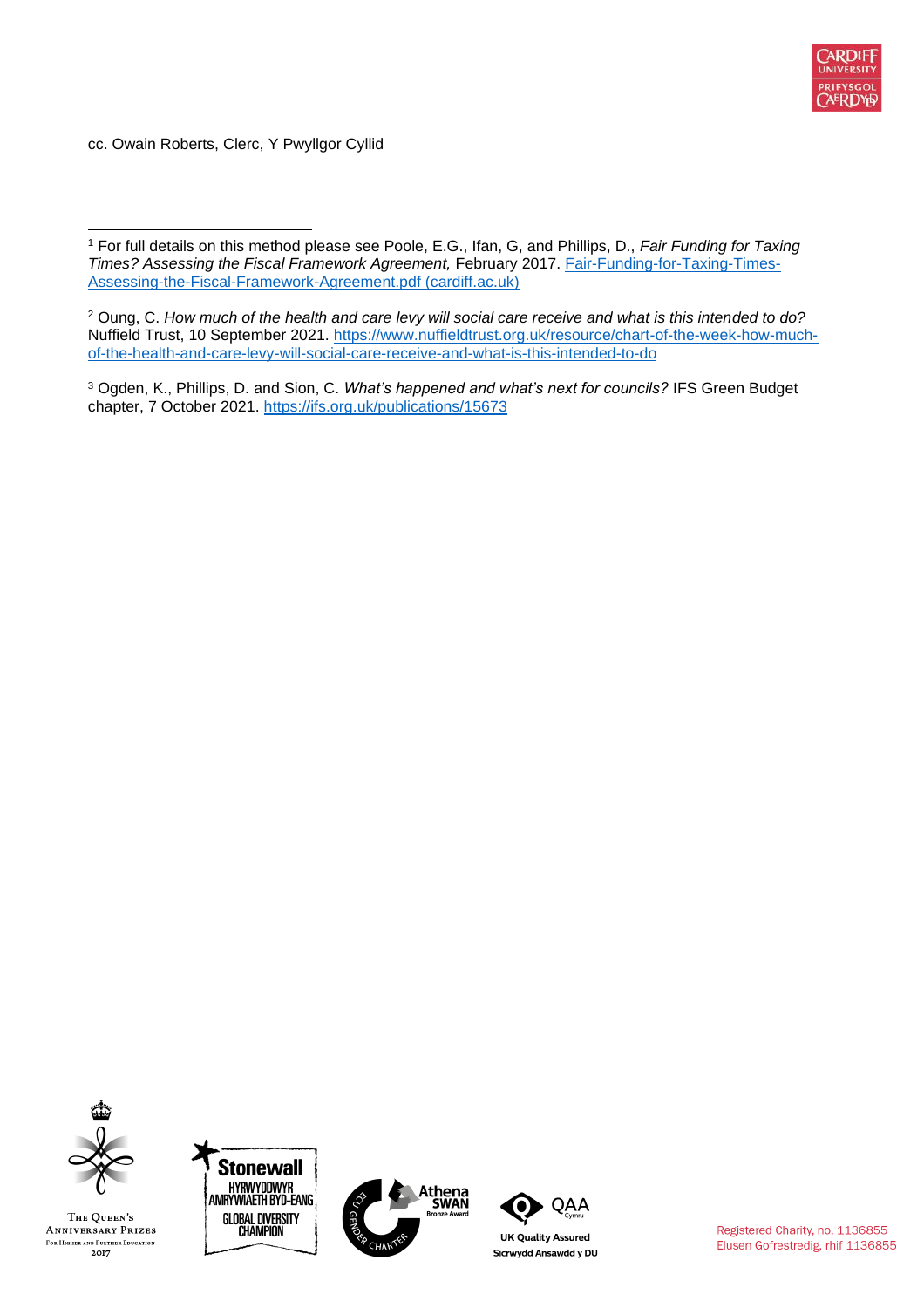cc. Owain Roberts, Clerc, Y Pwyllgor Cyllid

---

[1] For full details on this method please see Poole, E.G., Ifan, G, and Phillips, D., *Fair Funding for Taxing Times? Assessing the Fiscal Framework Agreement,* February 2017. [Fair-Funding-for-Taxing-Times-Assessing-the-Fiscal-Framework-Agreement.pdf (cardiff.ac.uk)]

[2] Oung, C. *How much of the health and care levy will social care receive and what is this intended to do?* Nuffield Trust, 10 September 2021. https://www.nuffieldtrust.org.uk/resource/chart-of-the-week-how-much-of-the-health-and-care-levy-will-social-care-receive-and-what-is-this-intended-to-do

[3] Ogden, K., Phillips, D. and Sion, C. *What's happened and what's next for councils?* IFS Green Budget chapter, 7 October 2021. https://ifs.org.uk/publications/15673

Registered Charity, no. 1136855
Elusen Gofrestredig, rhif 1136855